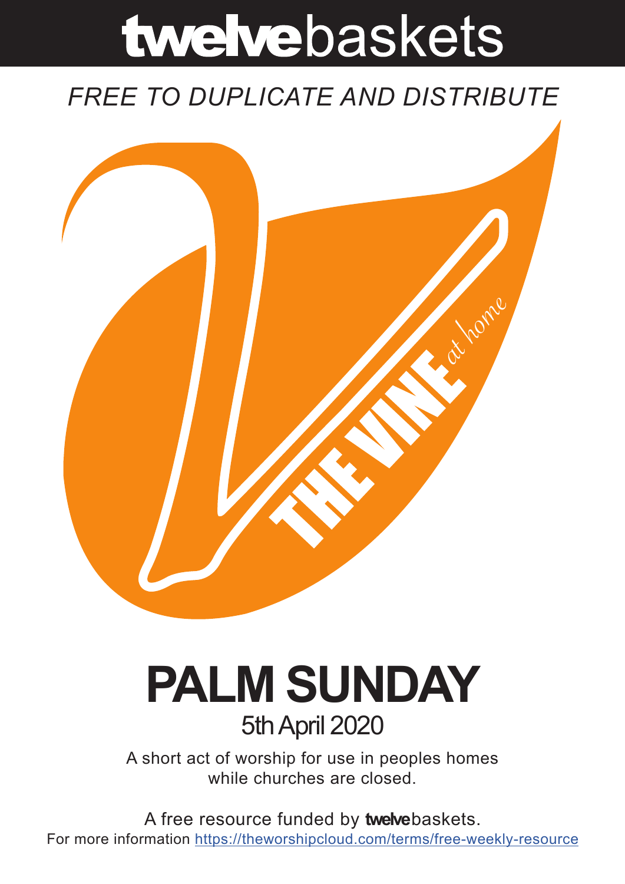# twelvebaskets

*FREE TO DUPLICATE AND DISTRIBUTE*

THE VINE *at home*

# PALM SUNDAY

## 5th April 2020

A short act of worship for use in peoples homes while churches are closed.

A free resource funded by **twelve**baskets.

For more information https://theworshipcloud.com/terms/free-weekly-resource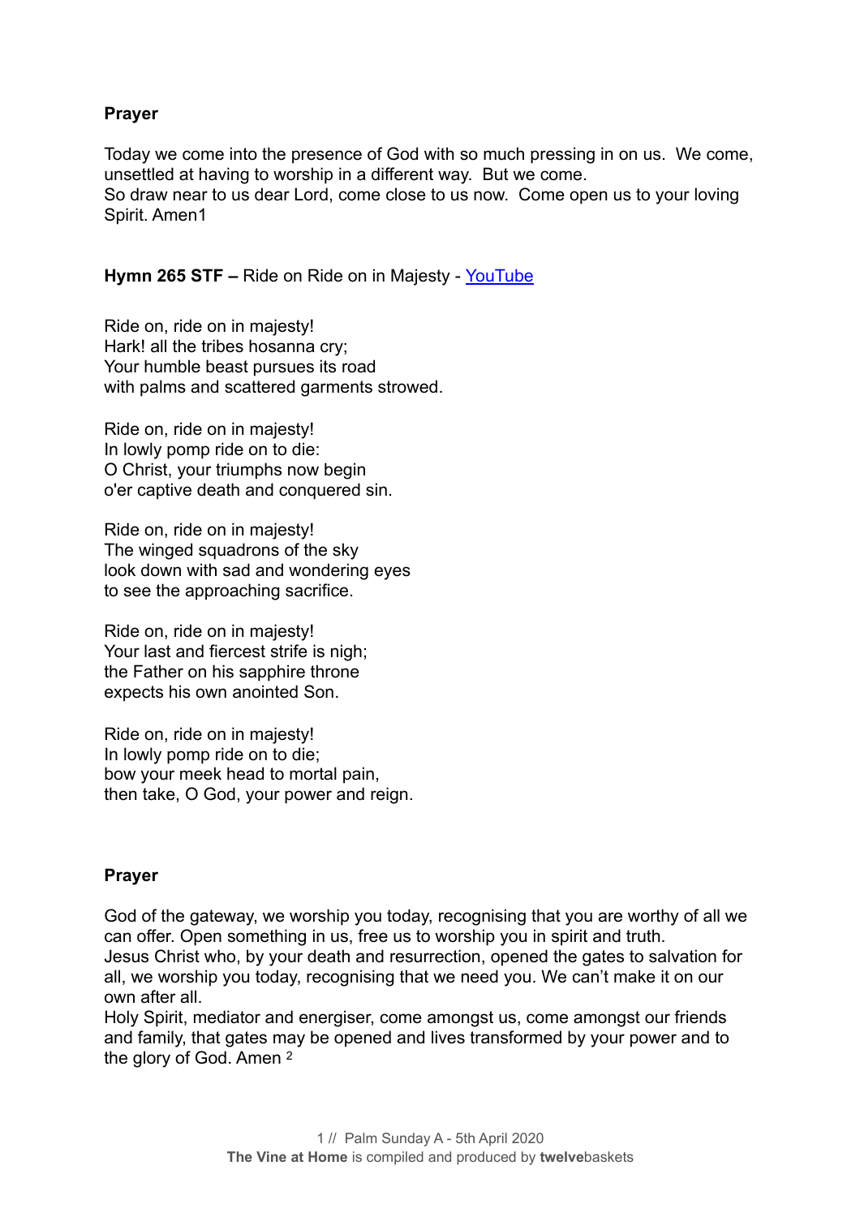**Prayer**

Today we come into the presence of God with so much pressing in on us. We come, unsettled at having to worship in a different way. But we come.
So draw near to us dear Lord, come close to us now. Come open us to your loving Spirit. Amen1

**Hymn 265 STF –** Ride on Ride on in Majesty - YouTube

Ride on, ride on in majesty!
Hark! all the tribes hosanna cry;
Your humble beast pursues its road
with palms and scattered garments strowed.

Ride on, ride on in majesty!
In lowly pomp ride on to die:
O Christ, your triumphs now begin
o'er captive death and conquered sin.

Ride on, ride on in majesty!
The winged squadrons of the sky
look down with sad and wondering eyes
to see the approaching sacrifice.

Ride on, ride on in majesty!
Your last and fiercest strife is nigh;
the Father on his sapphire throne
expects his own anointed Son.

Ride on, ride on in majesty!
In lowly pomp ride on to die;
bow your meek head to mortal pain,
then take, O God, your power and reign.

**Prayer**

God of the gateway, we worship you today, recognising that you are worthy of all we can offer. Open something in us, free us to worship you in spirit and truth.
Jesus Christ who, by your death and resurrection, opened the gates to salvation for all, we worship you today, recognising that we need you. We can't make it on our own after all.
Holy Spirit, mediator and energiser, come amongst us, come amongst our friends and family, that gates may be opened and lives transformed by your power and to the glory of God. Amen [2]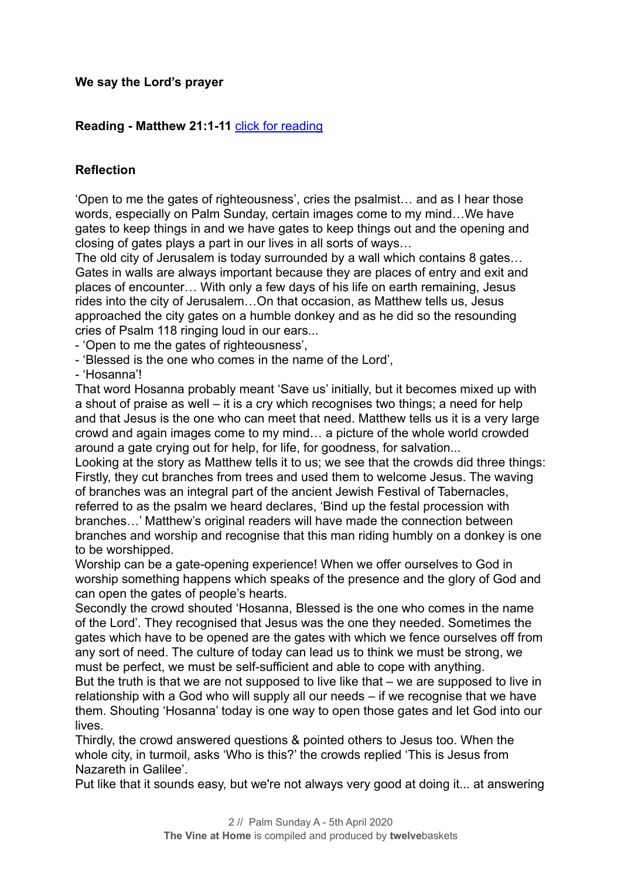**We say the Lord's prayer**

**Reading - Matthew 21:1-11** [click for reading]

**Reflection**

'Open to me the gates of righteousness', cries the psalmist… and as I hear those words, especially on Palm Sunday, certain images come to my mind…We have gates to keep things in and we have gates to keep things out and the opening and closing of gates plays a part in our lives in all sorts of ways…

The old city of Jerusalem is today surrounded by a wall which contains 8 gates… Gates in walls are always important because they are places of entry and exit and places of encounter… With only a few days of his life on earth remaining, Jesus rides into the city of Jerusalem…On that occasion, as Matthew tells us, Jesus approached the city gates on a humble donkey and as he did so the resounding cries of Psalm 118 ringing loud in our ears...

- 'Open to me the gates of righteousness',
- 'Blessed is the one who comes in the name of the Lord',
- 'Hosanna'!

That word Hosanna probably meant 'Save us' initially, but it becomes mixed up with a shout of praise as well – it is a cry which recognises two things; a need for help and that Jesus is the one who can meet that need. Matthew tells us it is a very large crowd and again images come to my mind… a picture of the whole world crowded around a gate crying out for help, for life, for goodness, for salvation...

Looking at the story as Matthew tells it to us; we see that the crowds did three things: Firstly, they cut branches from trees and used them to welcome Jesus. The waving of branches was an integral part of the ancient Jewish Festival of Tabernacles, referred to as the psalm we heard declares, 'Bind up the festal procession with branches…' Matthew's original readers will have made the connection between branches and worship and recognise that this man riding humbly on a donkey is one to be worshipped.

Worship can be a gate-opening experience! When we offer ourselves to God in worship something happens which speaks of the presence and the glory of God and can open the gates of people's hearts.

Secondly the crowd shouted 'Hosanna, Blessed is the one who comes in the name of the Lord'. They recognised that Jesus was the one they needed. Sometimes the gates which have to be opened are the gates with which we fence ourselves off from any sort of need. The culture of today can lead us to think we must be strong, we must be perfect, we must be self-sufficient and able to cope with anything.

But the truth is that we are not supposed to live like that – we are supposed to live in relationship with a God who will supply all our needs – if we recognise that we have them. Shouting 'Hosanna' today is one way to open those gates and let God into our lives.

Thirdly, the crowd answered questions & pointed others to Jesus too. When the whole city, in turmoil, asks 'Who is this?' the crowds replied 'This is Jesus from Nazareth in Galilee'.

Put like that it sounds easy, but we're not always very good at doing it... at answering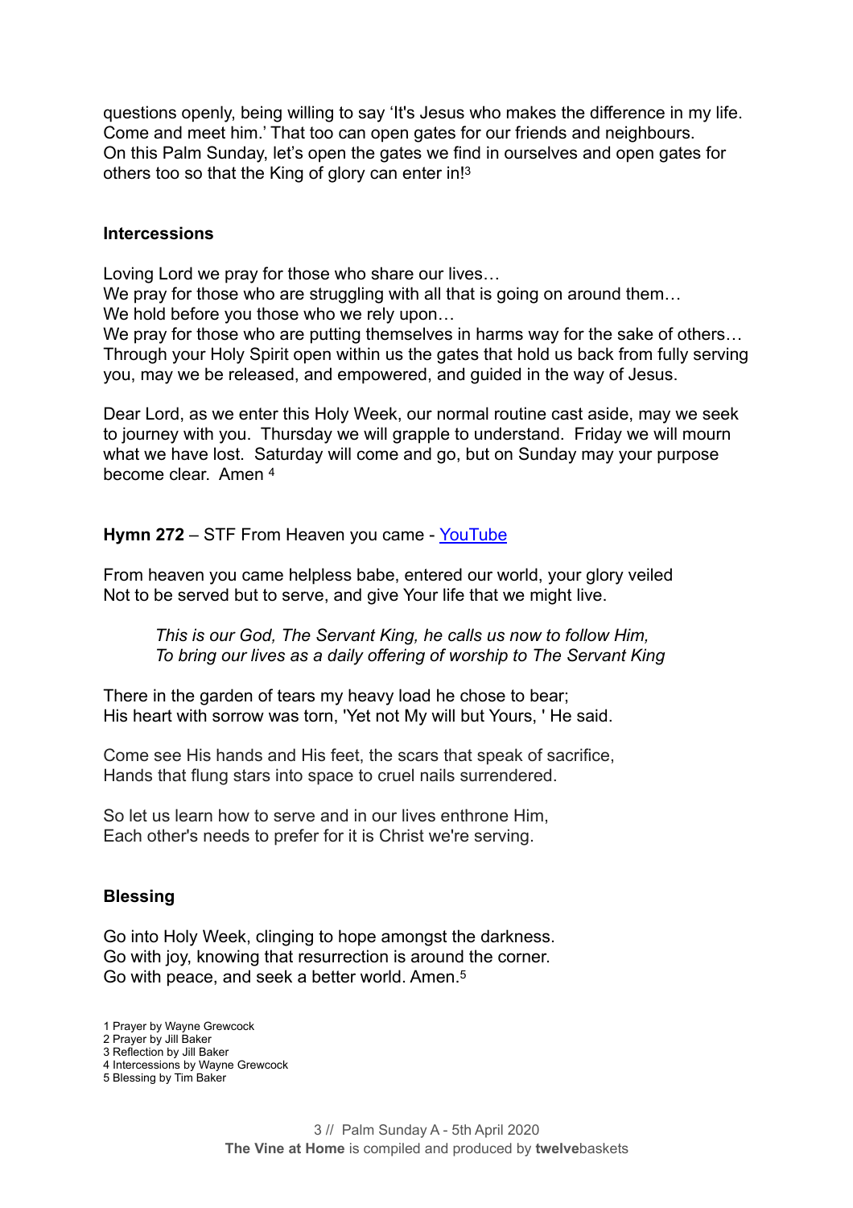questions openly, being willing to say 'It's Jesus who makes the difference in my life. Come and meet him.' That too can open gates for our friends and neighbours. On this Palm Sunday, let's open the gates we find in ourselves and open gates for others too so that the King of glory can enter in![3]

**Intercessions**

Loving Lord we pray for those who share our lives…
We pray for those who are struggling with all that is going on around them…
We hold before you those who we rely upon…
We pray for those who are putting themselves in harms way for the sake of others…
Through your Holy Spirit open within us the gates that hold us back from fully serving you, may we be released, and empowered, and guided in the way of Jesus.

Dear Lord, as we enter this Holy Week, our normal routine cast aside, may we seek to journey with you. Thursday we will grapple to understand. Friday we will mourn what we have lost. Saturday will come and go, but on Sunday may your purpose become clear. Amen [4]

**Hymn 272** – STF From Heaven you came - YouTube

From heaven you came helpless babe, entered our world, your glory veiled
Not to be served but to serve, and give Your life that we might live.

*This is our God, The Servant King, he calls us now to follow Him,*
*To bring our lives as a daily offering of worship to The Servant King*

There in the garden of tears my heavy load he chose to bear;
His heart with sorrow was torn, 'Yet not My will but Yours, ' He said.

Come see His hands and His feet, the scars that speak of sacrifice,
Hands that flung stars into space to cruel nails surrendered.

So let us learn how to serve and in our lives enthrone Him,
Each other's needs to prefer for it is Christ we're serving.

**Blessing**

Go into Holy Week, clinging to hope amongst the darkness.
Go with joy, knowing that resurrection is around the corner.
Go with peace, and seek a better world. Amen.[5]

1 Prayer by Wayne Grewcock
2 Prayer by Jill Baker
3 Reflection by Jill Baker
4 Intercessions by Wayne Grewcock
5 Blessing by Tim Baker